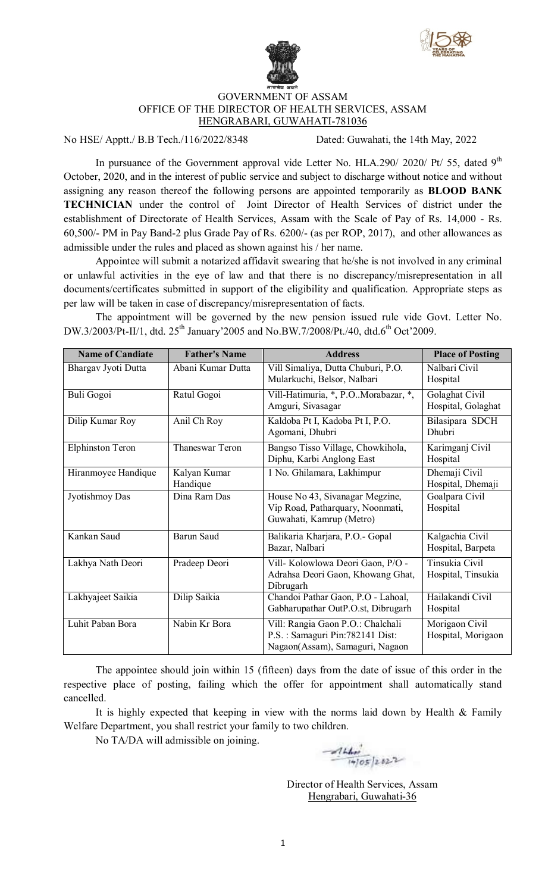GOVERNMENT OF ASSAM
OFFICE OF THE DIRECTOR OF HEALTH SERVICES, ASSAM
HENGRABARI, GUWAHATI-781036

No HSE/ Apptt./ B.B Tech./116/2022/8348 Dated: Guwahati, the 14th May, 2022

In pursuance of the Government approval vide Letter No. HLA.290/ 2020/ Pt/ 55, dated 9th October, 2020, and in the interest of public service and subject to discharge without notice and without assigning any reason thereof the following persons are appointed temporarily as **BLOOD BANK TECHNICIAN** under the control of Joint Director of Health Services of district under the establishment of Directorate of Health Services, Assam with the Scale of Pay of Rs. 14,000 - Rs. 60,500/- PM in Pay Band-2 plus Grade Pay of Rs. 6200/- (as per ROP, 2017), and other allowances as admissible under the rules and placed as shown against his / her name.

Appointee will submit a notarized affidavit swearing that he/she is not involved in any criminal or unlawful activities in the eye of law and that there is no discrepancy/misrepresentation in all documents/certificates submitted in support of the eligibility and qualification. Appropriate steps as per law will be taken in case of discrepancy/misrepresentation of facts.

The appointment will be governed by the new pension issued rule vide Govt. Letter No. DW.3/2003/Pt-II/1, dtd. 25th January'2005 and No.BW.7/2008/Pt./40, dtd.6th Oct'2009.

| Name of Candiate | Father's Name | Address | Place of Posting |
|---|---|---|---|
| Bhargav Jyoti Dutta | Abani Kumar Dutta | Vill Simaliya, Dutta Chuburi, P.O. Mularkuchi, Belsor, Nalbari | Nalbari Civil Hospital |
| Buli Gogoi | Ratul Gogoi | Vill-Hatimuria, *, P.O..Morabazar, *, Amguri, Sivasagar | Golaghat Civil Hospital, Golaghat |
| Dilip Kumar Roy | Anil Ch Roy | Kaldoba Pt I, Kadoba Pt I, P.O. Agomani, Dhubri | Bilasipara SDCH Dhubri |
| Elphinston Teron | Thaneswar Teron | Bangso Tisso Village, Chowkihola, Diphu, Karbi Anglong East | Karimganj Civil Hospital |
| Hiranmoyee Handique | Kalyan Kumar Handique | 1 No. Ghilamara, Lakhimpur | Dhemaji Civil Hospital, Dhemaji |
| Jyotishmoy Das | Dina Ram Das | House No 43, Sivanagar Megzine, Vip Road, Patharquary, Noonmati, Guwahati, Kamrup (Metro) | Goalpara Civil Hospital |
| Kankan Saud | Barun Saud | Balikaria Kharjara, P.O.- Gopal Bazar, Nalbari | Kalgachia Civil Hospital, Barpeta |
| Lakhya Nath Deori | Pradeep Deori | Vill- Kolowlowa Deori Gaon, P/O - Adrahsa Deori Gaon, Khowang Ghat, Dibrugarh | Tinsukia Civil Hospital, Tinsukia |
| Lakhyajeet Saikia | Dilip Saikia | Chandoi Pathar Gaon, P.O - Lahoal, Gabharupathar OutP.O.st, Dibrugarh | Hailakandi Civil Hospital |
| Luhit Paban Bora | Nabin Kr Bora | Vill: Rangia Gaon P.O.: Chalchali P.S. : Samaguri Pin:782141 Dist: Nagaon(Assam), Samaguri, Nagaon | Morigaon Civil Hospital, Morigaon |

The appointee should join within 15 (fifteen) days from the date of issue of this order in the respective place of posting, failing which the offer for appointment shall automatically stand cancelled.

It is highly expected that keeping in view with the norms laid down by Health & Family Welfare Department, you shall restrict your family to two children.

No TA/DA will admissible on joining.

14/05/2022

Director of Health Services, Assam
Hengrabari, Guwahati-36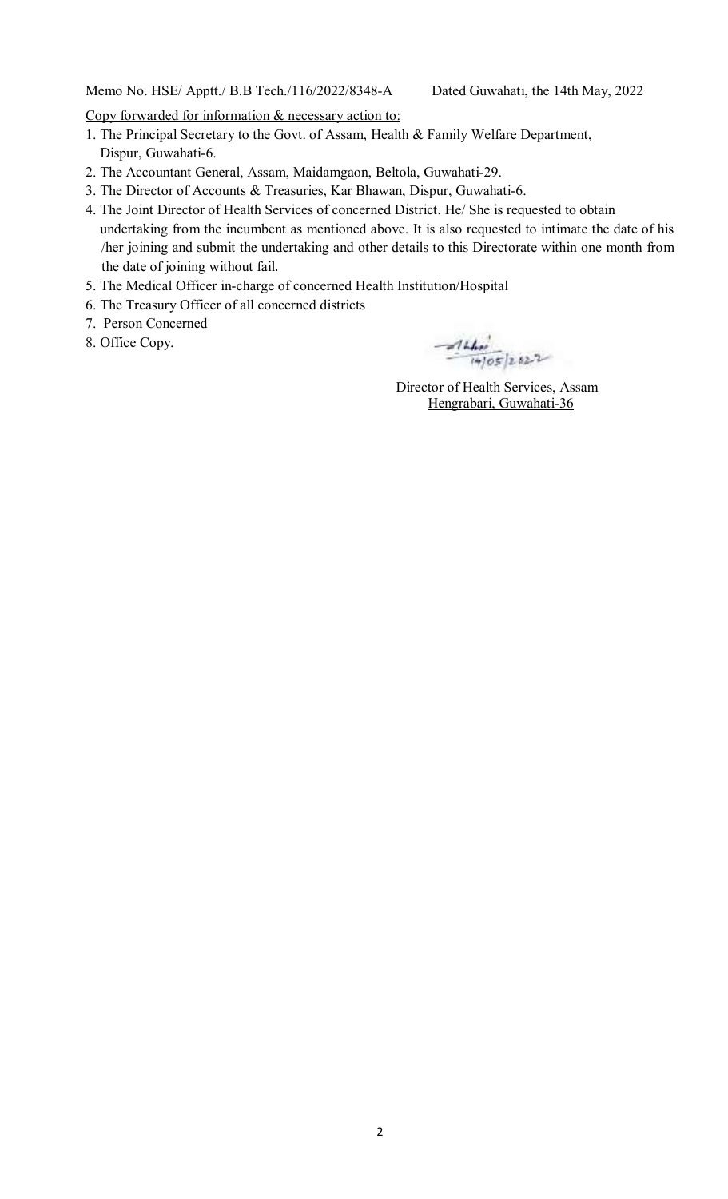Memo No. HSE/ Apptt./ B.B Tech./116/2022/8348-A Dated Guwahati, the 14th May, 2022

Copy forwarded for information & necessary action to:

1. The Principal Secretary to the Govt. of Assam, Health & Family Welfare Department, Dispur, Guwahati-6.
2. The Accountant General, Assam, Maidamgaon, Beltola, Guwahati-29.
3. The Director of Accounts & Treasuries, Kar Bhawan, Dispur, Guwahati-6.
4. The Joint Director of Health Services of concerned District. He/ She is requested to obtain undertaking from the incumbent as mentioned above. It is also requested to intimate the date of his /her joining and submit the undertaking and other details to this Directorate within one month from the date of joining without fail.
5. The Medical Officer in-charge of concerned Health Institution/Hospital
6. The Treasury Officer of all concerned districts
7. Person Concerned
8. Office Copy.

Sd/- 14/05/2022

Director of Health Services, Assam
Hengrabari, Guwahati-36